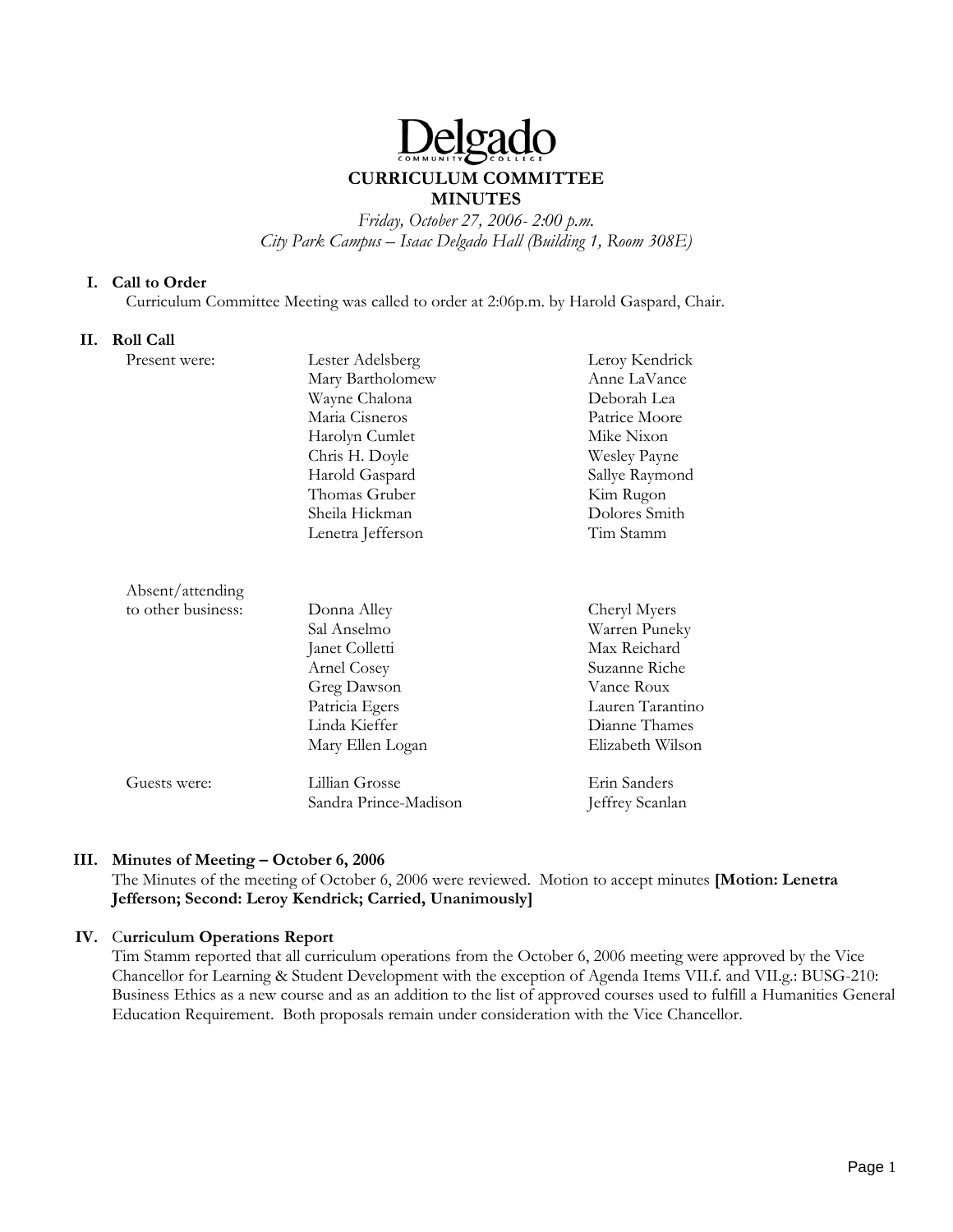# Delgado Community College

## CURRICULUM COMMITTEE MINUTES

*Friday, October 27, 2006- 2:00 p.m.*
*City Park Campus – Isaac Delgado Hall (Building 1, Room 308E)*

### I. Call to Order

Curriculum Committee Meeting was called to order at 2:06p.m. by Harold Gaspard, Chair.

### II. Roll Call

Present were:

- Lester Adelsberg
- Mary Bartholomew
- Wayne Chalona
- Maria Cisneros
- Harolyn Cumlet
- Chris H. Doyle
- Harold Gaspard
- Thomas Gruber
- Sheila Hickman
- Lenetra Jefferson
- Leroy Kendrick
- Anne LaVance
- Deborah Lea
- Patrice Moore
- Mike Nixon
- Wesley Payne
- Sallye Raymond
- Kim Rugon
- Dolores Smith
- Tim Stamm

Absent/attending to other business:

- Donna Alley
- Sal Anselmo
- Janet Colletti
- Arnel Cosey
- Greg Dawson
- Patricia Egers
- Linda Kieffer
- Mary Ellen Logan
- Cheryl Myers
- Warren Puneky
- Max Reichard
- Suzanne Riche
- Vance Roux
- Lauren Tarantino
- Dianne Thames
- Elizabeth Wilson

Guests were:

- Lillian Grosse
- Sandra Prince-Madison
- Erin Sanders
- Jeffrey Scanlan

### III. Minutes of Meeting – October 6, 2006

The Minutes of the meeting of October 6, 2006 were reviewed. Motion to accept minutes **[Motion: Lenetra Jefferson; Second: Leroy Kendrick; Carried, Unanimously]**

### IV. Curriculum Operations Report

Tim Stamm reported that all curriculum operations from the October 6, 2006 meeting were approved by the Vice Chancellor for Learning & Student Development with the exception of Agenda Items VII.f. and VII.g.: BUSG-210: Business Ethics as a new course and as an addition to the list of approved courses used to fulfill a Humanities General Education Requirement. Both proposals remain under consideration with the Vice Chancellor.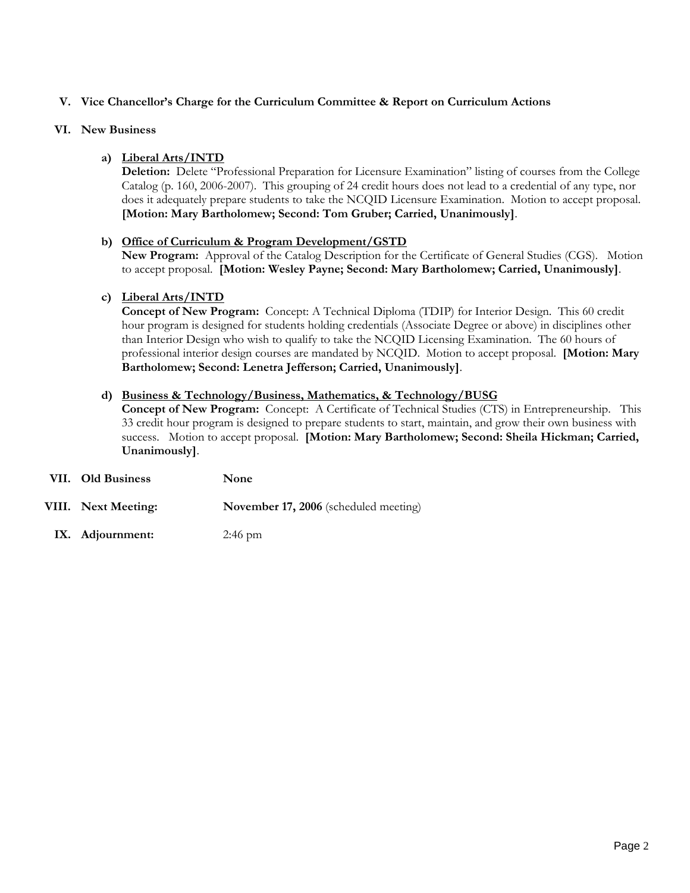**V. Vice Chancellor's Charge for the Curriculum Committee & Report on Curriculum Actions**

**VI. New Business**

**a) <u>Liberal Arts/INTD</u>**

**Deletion:** Delete "Professional Preparation for Licensure Examination" listing of courses from the College Catalog (p. 160, 2006-2007). This grouping of 24 credit hours does not lead to a credential of any type, nor does it adequately prepare students to take the NCQID Licensure Examination. Motion to accept proposal. **[Motion: Mary Bartholomew; Second: Tom Gruber; Carried, Unanimously]**.

**b) <u>Office of Curriculum & Program Development/GSTD</u>**

**New Program:** Approval of the Catalog Description for the Certificate of General Studies (CGS). Motion to accept proposal. **[Motion: Wesley Payne; Second: Mary Bartholomew; Carried, Unanimously]**.

**c) <u>Liberal Arts/INTD</u>**

**Concept of New Program:** Concept: A Technical Diploma (TDIP) for Interior Design. This 60 credit hour program is designed for students holding credentials (Associate Degree or above) in disciplines other than Interior Design who wish to qualify to take the NCQID Licensing Examination. The 60 hours of professional interior design courses are mandated by NCQID. Motion to accept proposal. **[Motion: Mary Bartholomew; Second: Lenetra Jefferson; Carried, Unanimously]**.

**d) <u>Business & Technology/Business, Mathematics, & Technology/BUSG</u>**

**Concept of New Program:** Concept: A Certificate of Technical Studies (CTS) in Entrepreneurship. This 33 credit hour program is designed to prepare students to start, maintain, and grow their own business with success. Motion to accept proposal. **[Motion: Mary Bartholomew; Second: Sheila Hickman; Carried, Unanimously]**.

**VII. Old Business** **None**

**VIII. Next Meeting:** **November 17, 2006** (scheduled meeting)

**IX. Adjournment:** 2:46 pm